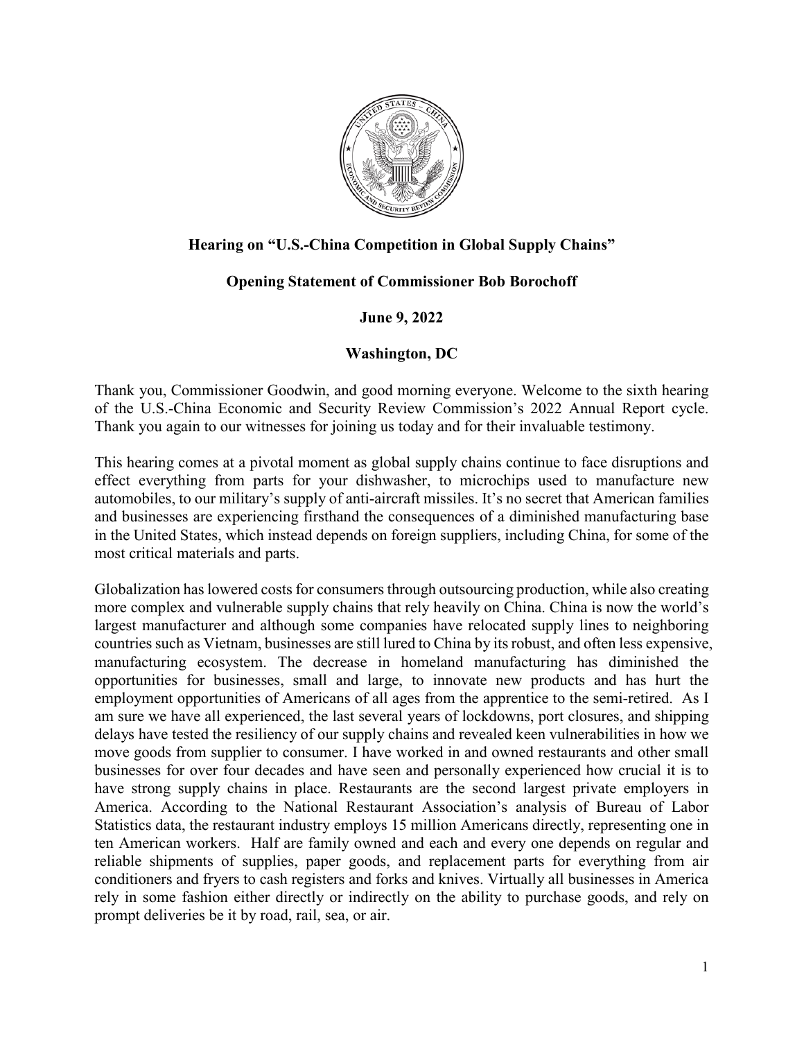**Hearing on "U.S.-China Competition in Global Supply Chains"**

**Opening Statement of Commissioner Bob Borochoff**

**June 9, 2022**

**Washington, DC**

Thank you, Commissioner Goodwin, and good morning everyone. Welcome to the sixth hearing of the U.S.-China Economic and Security Review Commission's 2022 Annual Report cycle. Thank you again to our witnesses for joining us today and for their invaluable testimony.

This hearing comes at a pivotal moment as global supply chains continue to face disruptions and effect everything from parts for your dishwasher, to microchips used to manufacture new automobiles, to our military's supply of anti-aircraft missiles. It's no secret that American families and businesses are experiencing firsthand the consequences of a diminished manufacturing base in the United States, which instead depends on foreign suppliers, including China, for some of the most critical materials and parts.

Globalization has lowered costs for consumers through outsourcing production, while also creating more complex and vulnerable supply chains that rely heavily on China. China is now the world's largest manufacturer and although some companies have relocated supply lines to neighboring countries such as Vietnam, businesses are still lured to China by its robust, and often less expensive, manufacturing ecosystem. The decrease in homeland manufacturing has diminished the opportunities for businesses, small and large, to innovate new products and has hurt the employment opportunities of Americans of all ages from the apprentice to the semi-retired. As I am sure we have all experienced, the last several years of lockdowns, port closures, and shipping delays have tested the resiliency of our supply chains and revealed keen vulnerabilities in how we move goods from supplier to consumer. I have worked in and owned restaurants and other small businesses for over four decades and have seen and personally experienced how crucial it is to have strong supply chains in place. Restaurants are the second largest private employers in America. According to the National Restaurant Association's analysis of Bureau of Labor Statistics data, the restaurant industry employs 15 million Americans directly, representing one in ten American workers. Half are family owned and each and every one depends on regular and reliable shipments of supplies, paper goods, and replacement parts for everything from air conditioners and fryers to cash registers and forks and knives. Virtually all businesses in America rely in some fashion either directly or indirectly on the ability to purchase goods, and rely on prompt deliveries be it by road, rail, sea, or air.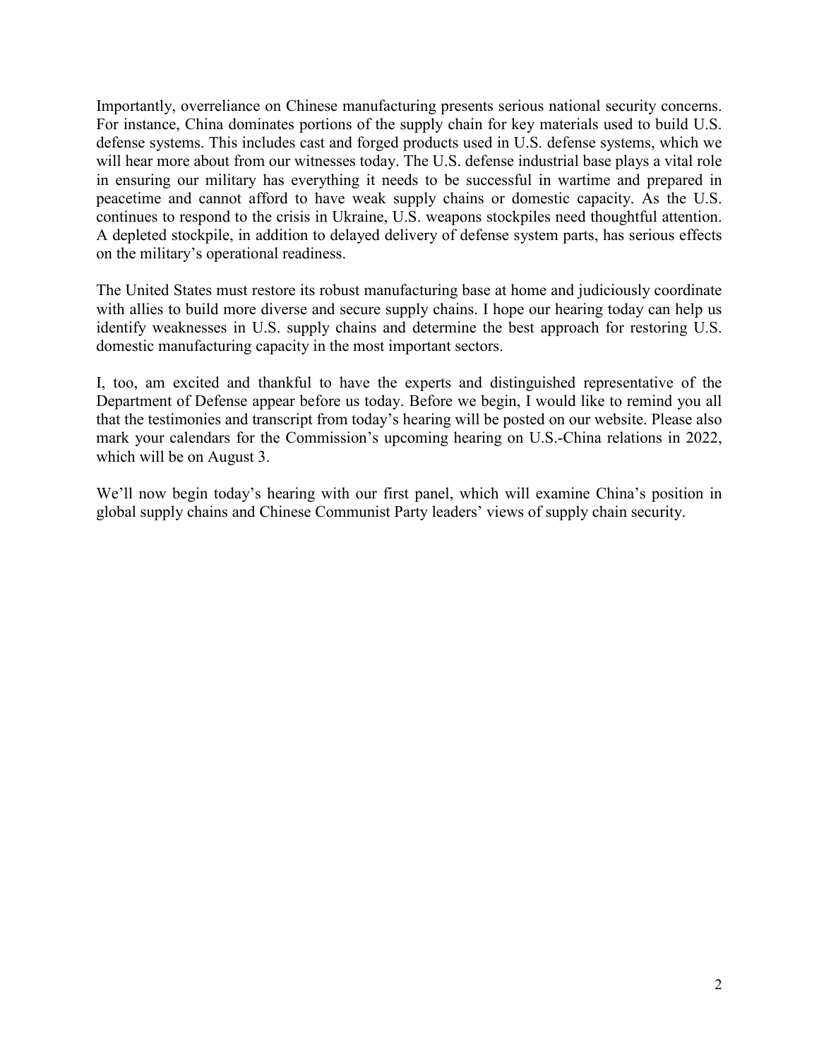Importantly, overreliance on Chinese manufacturing presents serious national security concerns. For instance, China dominates portions of the supply chain for key materials used to build U.S. defense systems. This includes cast and forged products used in U.S. defense systems, which we will hear more about from our witnesses today. The U.S. defense industrial base plays a vital role in ensuring our military has everything it needs to be successful in wartime and prepared in peacetime and cannot afford to have weak supply chains or domestic capacity. As the U.S. continues to respond to the crisis in Ukraine, U.S. weapons stockpiles need thoughtful attention. A depleted stockpile, in addition to delayed delivery of defense system parts, has serious effects on the military's operational readiness.

The United States must restore its robust manufacturing base at home and judiciously coordinate with allies to build more diverse and secure supply chains. I hope our hearing today can help us identify weaknesses in U.S. supply chains and determine the best approach for restoring U.S. domestic manufacturing capacity in the most important sectors.

I, too, am excited and thankful to have the experts and distinguished representative of the Department of Defense appear before us today. Before we begin, I would like to remind you all that the testimonies and transcript from today's hearing will be posted on our website. Please also mark your calendars for the Commission's upcoming hearing on U.S.-China relations in 2022, which will be on August 3.

We'll now begin today's hearing with our first panel, which will examine China's position in global supply chains and Chinese Communist Party leaders' views of supply chain security.